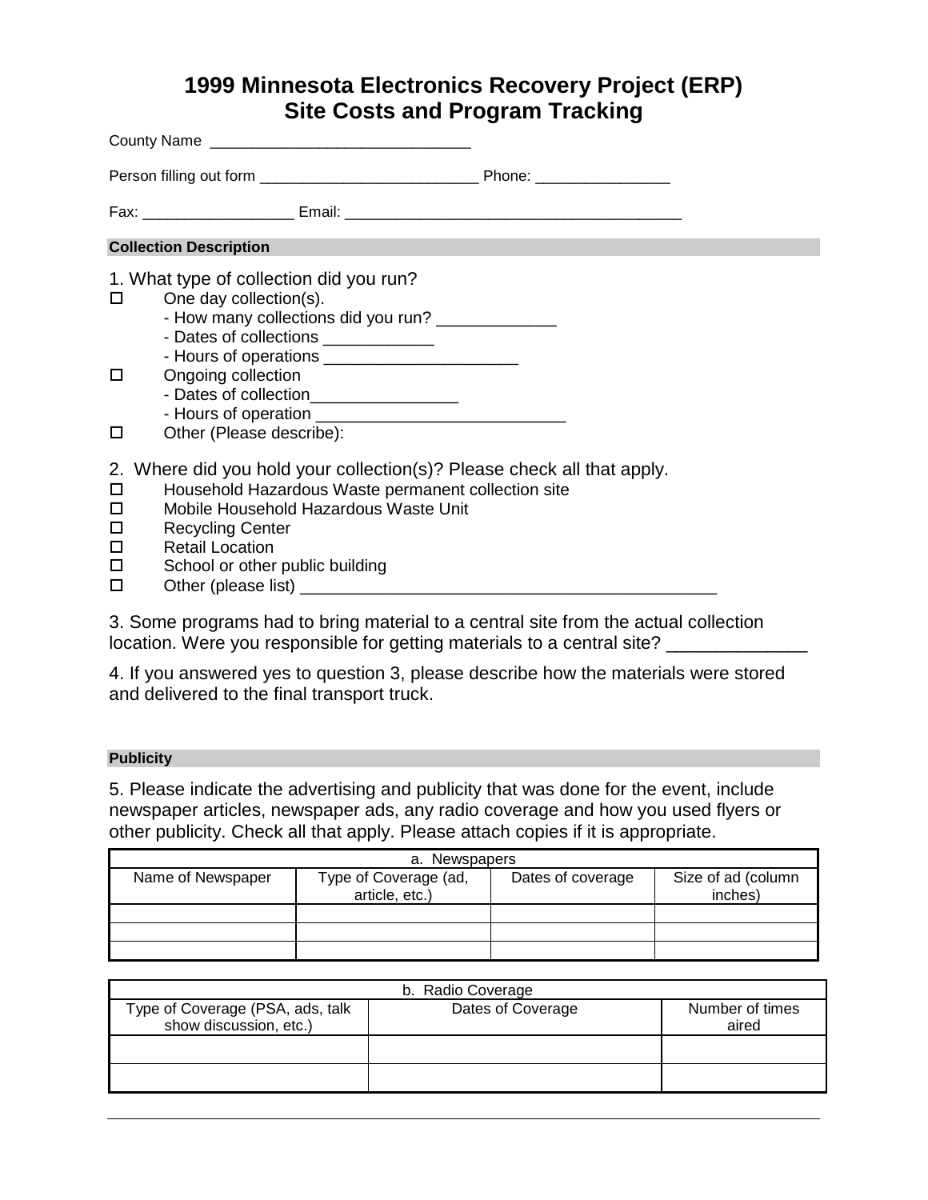# 1999 Minnesota Electronics Recovery Project (ERP)
# Site Costs and Program Tracking

County Name ______________________________

Person filling out form __________________________ Phone: ________________

Fax: __________________ Email: ________________________________________

### Collection Description

1. What type of collection did you run?

- ☐ One day collection(s).
  - How many collections did you run? _____________
  - Dates of collections ____________
  - Hours of operations _____________________
- ☐ Ongoing collection
  - Dates of collection________________
  - Hours of operation ___________________________
- ☐ Other (Please describe):

2. Where did you hold your collection(s)? Please check all that apply.

- ☐ Household Hazardous Waste permanent collection site
- ☐ Mobile Household Hazardous Waste Unit
- ☐ Recycling Center
- ☐ Retail Location
- ☐ School or other public building
- ☐ Other (please list) ______________________________________________

3. Some programs had to bring material to a central site from the actual collection location. Were you responsible for getting materials to a central site? ______________

4. If you answered yes to question 3, please describe how the materials were stored and delivered to the final transport truck.

### Publicity

5. Please indicate the advertising and publicity that was done for the event, include newspaper articles, newspaper ads, any radio coverage and how you used flyers or other publicity. Check all that apply. Please attach copies if it is appropriate.

| a. Newspapers | | | |
|---|---|---|---|
| Name of Newspaper | Type of Coverage (ad, article, etc.) | Dates of coverage | Size of ad (column inches) |
| | | | |
| | | | |
| | | | |

| b. Radio Coverage | | |
|---|---|---|
| Type of Coverage (PSA, ads, talk show discussion, etc.) | Dates of Coverage | Number of times aired |
| | | |
| | | |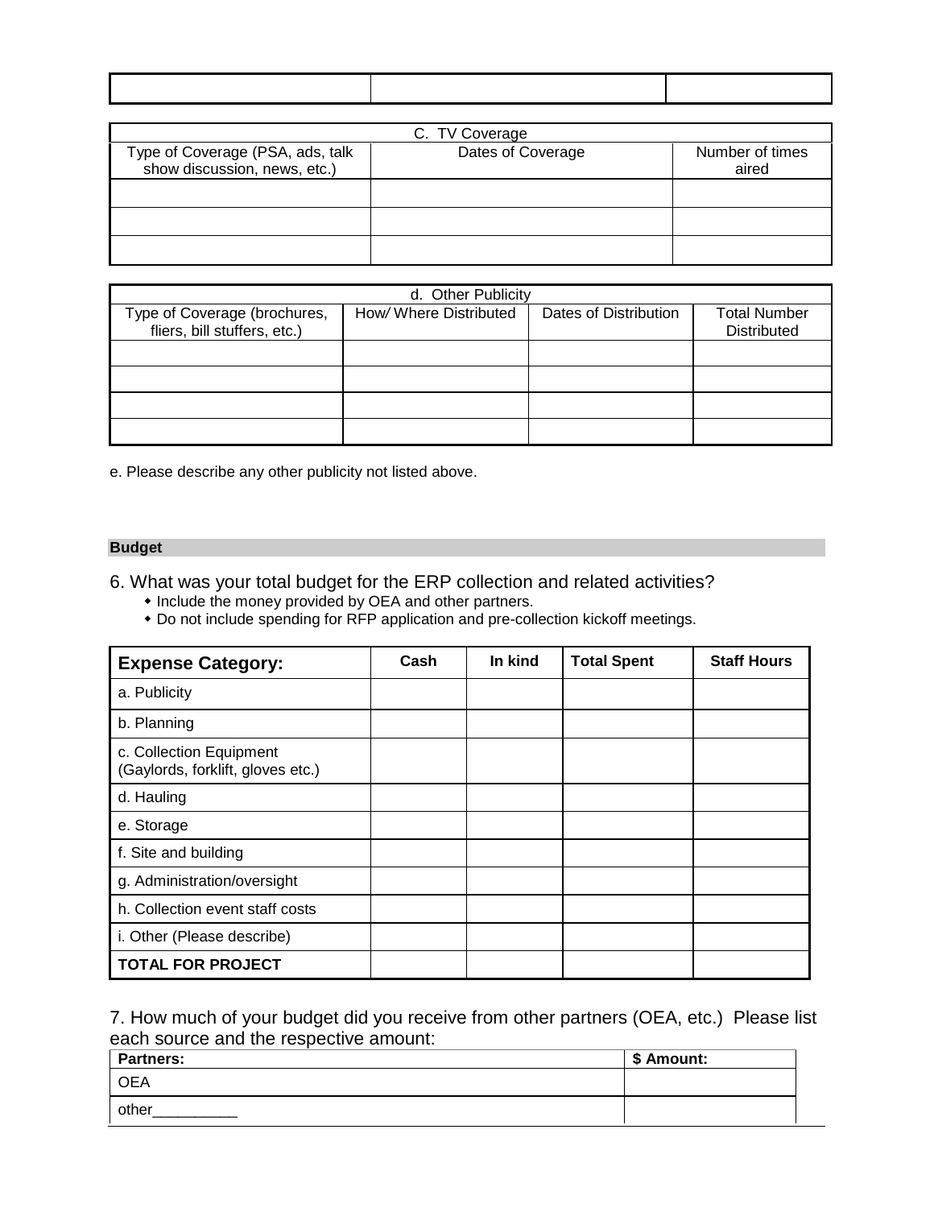| | | |
|---|---|---|
| | | |

| C. TV Coverage | | |
|---|---|---|
| Type of Coverage (PSA, ads, talk show discussion, news, etc.) | Dates of Coverage | Number of times aired |
| | | |
| | | |
| | | |

| d. Other Publicity | | | |
|---|---|---|---|
| Type of Coverage (brochures, fliers, bill stuffers, etc.) | How/ Where Distributed | Dates of Distribution | Total Number Distributed |
| | | | |
| | | | |
| | | | |
| | | | |

e. Please describe any other publicity not listed above.

## Budget

6. What was your total budget for the ERP collection and related activities?
   - Include the money provided by OEA and other partners.
   - Do not include spending for RFP application and pre-collection kickoff meetings.

| Expense Category: | Cash | In kind | Total Spent | Staff Hours |
|---|---|---|---|---|
| a. Publicity | | | | |
| b. Planning | | | | |
| c. Collection Equipment (Gaylords, forklift, gloves etc.) | | | | |
| d. Hauling | | | | |
| e. Storage | | | | |
| f. Site and building | | | | |
| g. Administration/oversight | | | | |
| h. Collection event staff costs | | | | |
| i. Other (Please describe) | | | | |
| **TOTAL FOR PROJECT** | | | | |

7. How much of your budget did you receive from other partners (OEA, etc.) Please list each source and the respective amount:

| Partners: | $ Amount: |
|---|---|
| OEA | |
| other__________ | |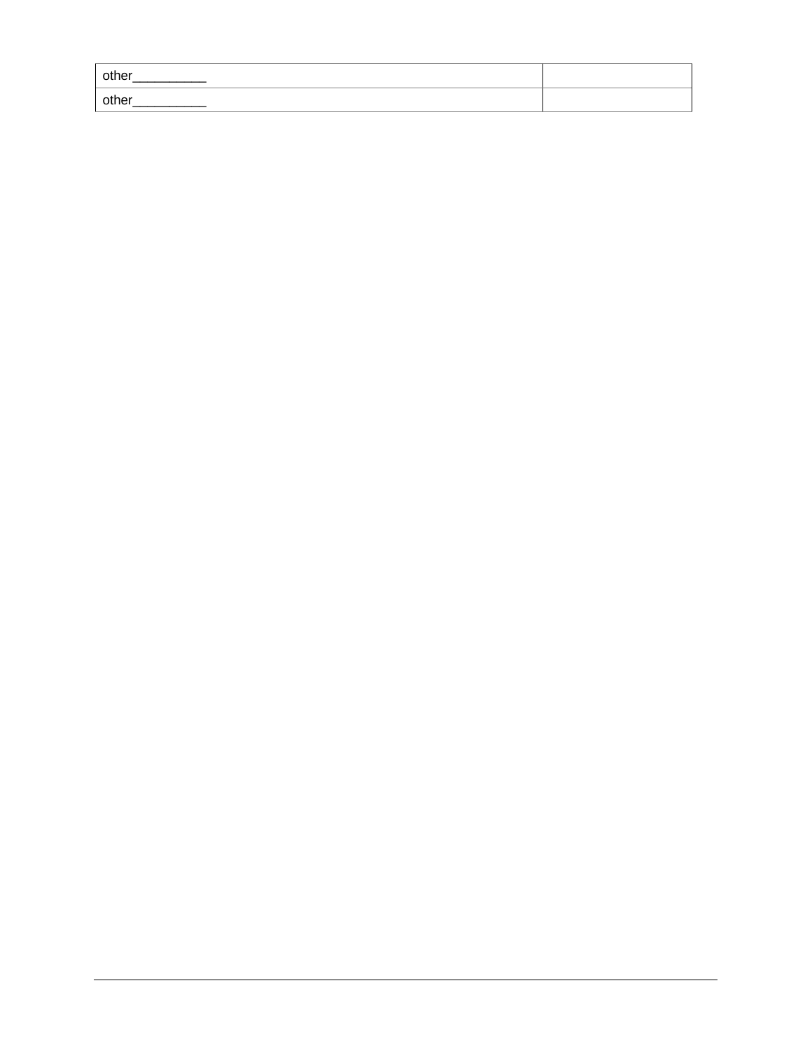| other__________ | |
|---|---|
| other__________ | |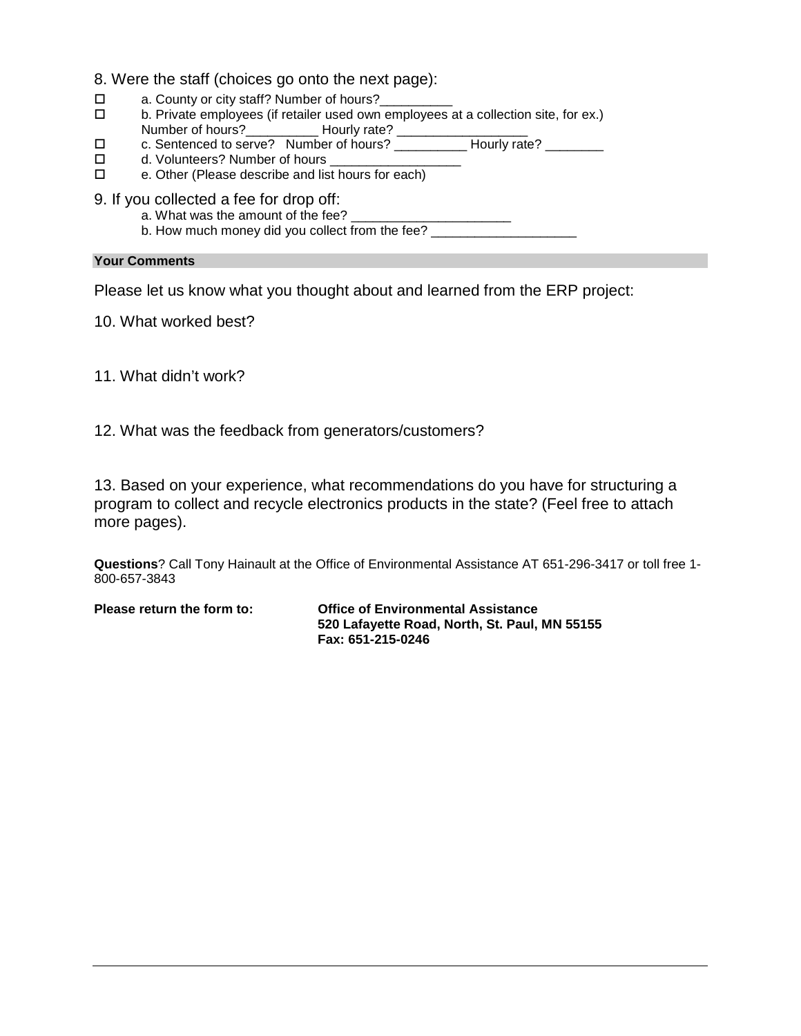8. Were the staff (choices go onto the next page):

- ☐ a. County or city staff? Number of hours?__________
- ☐ b. Private employees (if retailer used own employees at a collection site, for ex.) Number of hours?__________ Hourly rate? __________________
- ☐ c. Sentenced to serve? Number of hours? __________ Hourly rate? ________
- ☐ d. Volunteers? Number of hours __________________
- ☐ e. Other (Please describe and list hours for each)

9. If you collected a fee for drop off:

   a. What was the amount of the fee? ______________________

   b. How much money did you collect from the fee? ____________________

**Your Comments**

Please let us know what you thought about and learned from the ERP project:

10. What worked best?

11. What didn't work?

12. What was the feedback from generators/customers?

13. Based on your experience, what recommendations do you have for structuring a program to collect and recycle electronics products in the state? (Feel free to attach more pages).

**Questions**? Call Tony Hainault at the Office of Environmental Assistance AT 651-296-3417 or toll free 1-800-657-3843

**Please return the form to:**

**Office of Environmental Assistance**
**520 Lafayette Road, North, St. Paul, MN 55155**
**Fax: 651-215-0246**